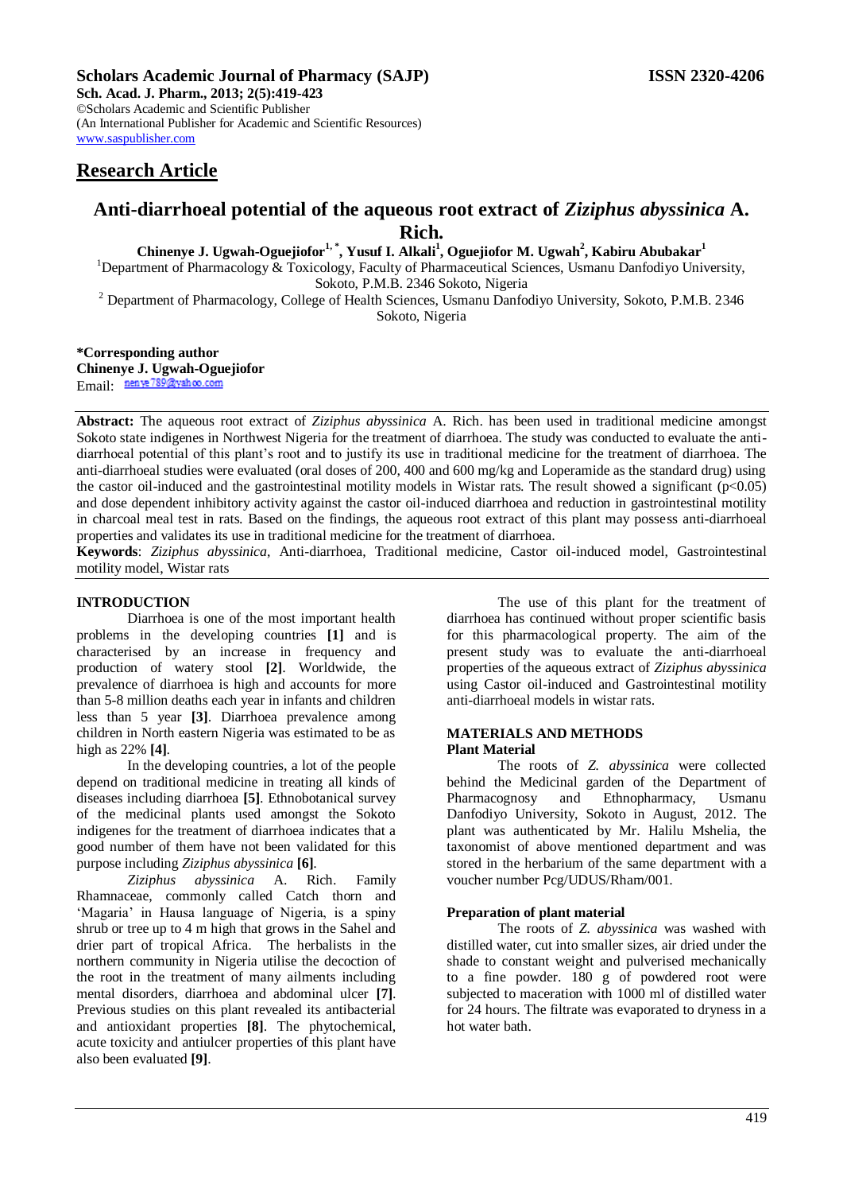# Research Article

## Anti-diarrhoeal potential of the aqueous root extract of *Ziziphus abyssinica* A. Rich.

**Chinenye J. Ugwah-Oguejiofor[1,*], Yusuf I. Alkali[1], Oguejiofor M. Ugwah[2], Kabiru Abubakar[1]**

[1]Department of Pharmacology & Toxicology, Faculty of Pharmaceutical Sciences, Usmanu Danfodiyo University, Sokoto, P.M.B. 2346 Sokoto, Nigeria

[2] Department of Pharmacology, College of Health Sciences, Usmanu Danfodiyo University, Sokoto, P.M.B. 2346 Sokoto, Nigeria

**\*Corresponding author**
**Chinenye J. Ugwah-Oguejiofor**
Email: nenye789@yahoo.com

**Abstract:** The aqueous root extract of *Ziziphus abyssinica* A. Rich. has been used in traditional medicine amongst Sokoto state indigenes in Northwest Nigeria for the treatment of diarrhoea. The study was conducted to evaluate the anti-diarrhoeal potential of this plant's root and to justify its use in traditional medicine for the treatment of diarrhoea. The anti-diarrhoeal studies were evaluated (oral doses of 200, 400 and 600 mg/kg and Loperamide as the standard drug) using the castor oil-induced and the gastrointestinal motility models in Wistar rats. The result showed a significant ($p<0.05$) and dose dependent inhibitory activity against the castor oil-induced diarrhoea and reduction in gastrointestinal motility in charcoal meal test in rats. Based on the findings, the aqueous root extract of this plant may possess anti-diarrhoeal properties and validates its use in traditional medicine for the treatment of diarrhoea.

**Keywords**: *Ziziphus abyssinica*, Anti-diarrhoea, Traditional medicine, Castor oil-induced model, Gastrointestinal motility model, Wistar rats

## INTRODUCTION

Diarrhoea is one of the most important health problems in the developing countries **[1]** and is characterised by an increase in frequency and production of watery stool **[2]**. Worldwide, the prevalence of diarrhoea is high and accounts for more than 5-8 million deaths each year in infants and children less than 5 year **[3]**. Diarrhoea prevalence among children in North eastern Nigeria was estimated to be as high as 22% **[4]**.

In the developing countries, a lot of the people depend on traditional medicine in treating all kinds of diseases including diarrhoea **[5]**. Ethnobotanical survey of the medicinal plants used amongst the Sokoto indigenes for the treatment of diarrhoea indicates that a good number of them have not been validated for this purpose including *Ziziphus abyssinica* **[6]**.

*Ziziphus abyssinica* A. Rich. Family Rhamnaceae, commonly called Catch thorn and 'Magaria' in Hausa language of Nigeria, is a spiny shrub or tree up to 4 m high that grows in the Sahel and drier part of tropical Africa. The herbalists in the northern community in Nigeria utilise the decoction of the root in the treatment of many ailments including mental disorders, diarrhoea and abdominal ulcer **[7]**. Previous studies on this plant revealed its antibacterial and antioxidant properties **[8]**. The phytochemical, acute toxicity and antiulcer properties of this plant have also been evaluated **[9]**.

The use of this plant for the treatment of diarrhoea has continued without proper scientific basis for this pharmacological property. The aim of the present study was to evaluate the anti-diarrhoeal properties of the aqueous extract of *Ziziphus abyssinica* using Castor oil-induced and Gastrointestinal motility anti-diarrhoeal models in wistar rats.

## MATERIALS AND METHODS

### Plant Material

The roots of *Z. abyssinica* were collected behind the Medicinal garden of the Department of Pharmacognosy and Ethnopharmacy, Usmanu Danfodiyo University, Sokoto in August, 2012. The plant was authenticated by Mr. Halilu Mshelia, the taxonomist of above mentioned department and was stored in the herbarium of the same department with a voucher number Pcg/UDUS/Rham/001.

### Preparation of plant material

The roots of *Z. abyssinica* was washed with distilled water, cut into smaller sizes, air dried under the shade to constant weight and pulverised mechanically to a fine powder. 180 g of powdered root were subjected to maceration with 1000 ml of distilled water for 24 hours. The filtrate was evaporated to dryness in a hot water bath.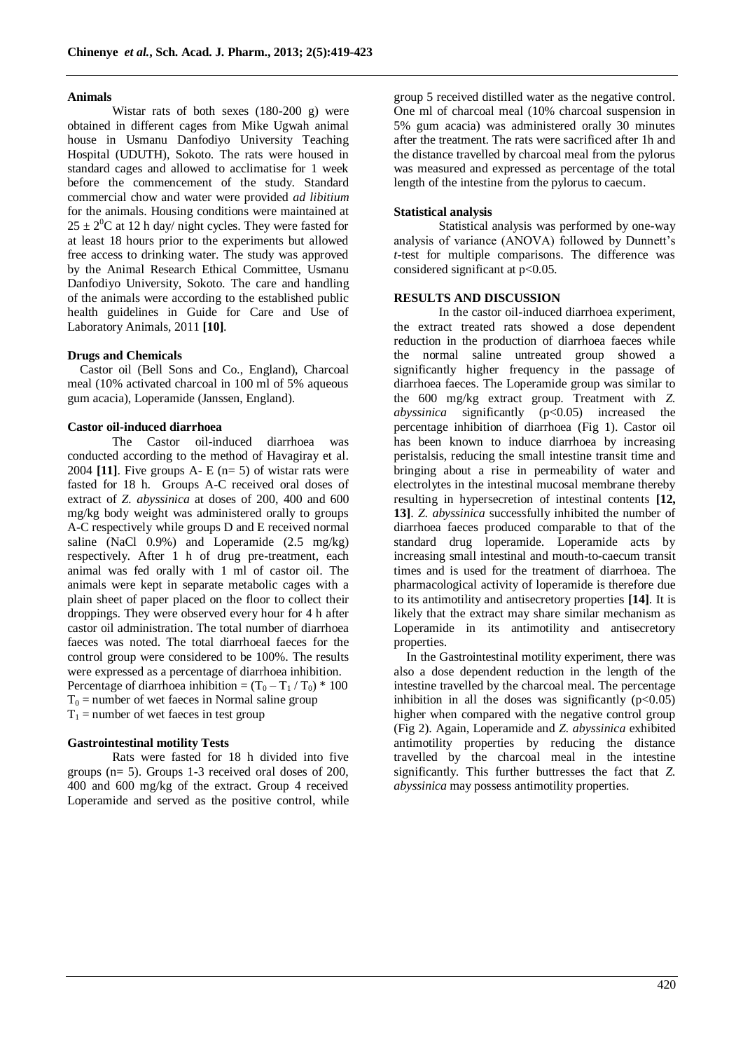### Animals

Wistar rats of both sexes (180-200 g) were obtained in different cages from Mike Ugwah animal house in Usmanu Danfodiyo University Teaching Hospital (UDUTH), Sokoto. The rats were housed in standard cages and allowed to acclimatise for 1 week before the commencement of the study. Standard commercial chow and water were provided *ad libitium* for the animals. Housing conditions were maintained at $25 \pm 2^0$C at 12 h day/ night cycles. They were fasted for at least 18 hours prior to the experiments but allowed free access to drinking water. The study was approved by the Animal Research Ethical Committee, Usmanu Danfodiyo University, Sokoto. The care and handling of the animals were according to the established public health guidelines in Guide for Care and Use of Laboratory Animals, 2011 **[10]**.

### Drugs and Chemicals

Castor oil (Bell Sons and Co., England), Charcoal meal (10% activated charcoal in 100 ml of 5% aqueous gum acacia), Loperamide (Janssen, England).

### Castor oil-induced diarrhoea

The Castor oil-induced diarrhoea was conducted according to the method of Havagiray et al. 2004 **[11]**. Five groups A- E (n= 5) of wistar rats were fasted for 18 h. Groups A-C received oral doses of extract of *Z. abyssinica* at doses of 200, 400 and 600 mg/kg body weight was administered orally to groups A-C respectively while groups D and E received normal saline (NaCl 0.9%) and Loperamide (2.5 mg/kg) respectively. After 1 h of drug pre-treatment, each animal was fed orally with 1 ml of castor oil. The animals were kept in separate metabolic cages with a plain sheet of paper placed on the floor to collect their droppings. They were observed every hour for 4 h after castor oil administration. The total number of diarrhoea faeces was noted. The total diarrhoeal faeces for the control group were considered to be 100%. The results were expressed as a percentage of diarrhoea inhibition.

Percentage of diarrhoea inhibition = $(T_0 - T_1 / T_0) * 100$

$T_0$ = number of wet faeces in Normal saline group

$T_1$ = number of wet faeces in test group

### Gastrointestinal motility Tests

Rats were fasted for 18 h divided into five groups (n= 5). Groups 1-3 received oral doses of 200, 400 and 600 mg/kg of the extract. Group 4 received Loperamide and served as the positive control, while group 5 received distilled water as the negative control. One ml of charcoal meal (10% charcoal suspension in 5% gum acacia) was administered orally 30 minutes after the treatment. The rats were sacrificed after 1h and the distance travelled by charcoal meal from the pylorus was measured and expressed as percentage of the total length of the intestine from the pylorus to caecum.

### Statistical analysis

Statistical analysis was performed by one-way analysis of variance (ANOVA) followed by Dunnett's *t*-test for multiple comparisons. The difference was considered significant at $p<0.05$.

## RESULTS AND DISCUSSION

In the castor oil-induced diarrhoea experiment, the extract treated rats showed a dose dependent reduction in the production of diarrhoea faeces while the normal saline untreated group showed a significantly higher frequency in the passage of diarrhoea faeces. The Loperamide group was similar to the 600 mg/kg extract group. Treatment with *Z. abyssinica* significantly ($p<0.05$) increased the percentage inhibition of diarrhoea (Fig 1). Castor oil has been known to induce diarrhoea by increasing peristalsis, reducing the small intestine transit time and bringing about a rise in permeability of water and electrolytes in the intestinal mucosal membrane thereby resulting in hypersecretion of intestinal contents **[12, 13]**. *Z. abyssinica* successfully inhibited the number of diarrhoea faeces produced comparable to that of the standard drug loperamide. Loperamide acts by increasing small intestinal and mouth-to-caecum transit times and is used for the treatment of diarrhoea. The pharmacological activity of loperamide is therefore due to its antimotility and antisecretory properties **[14]**. It is likely that the extract may share similar mechanism as Loperamide in its antimotility and antisecretory properties.

In the Gastrointestinal motility experiment, there was also a dose dependent reduction in the length of the intestine travelled by the charcoal meal. The percentage inhibition in all the doses was significantly ($p<0.05$) higher when compared with the negative control group (Fig 2). Again, Loperamide and *Z. abyssinica* exhibited antimotility properties by reducing the distance travelled by the charcoal meal in the intestine significantly. This further buttresses the fact that *Z. abyssinica* may possess antimotility properties.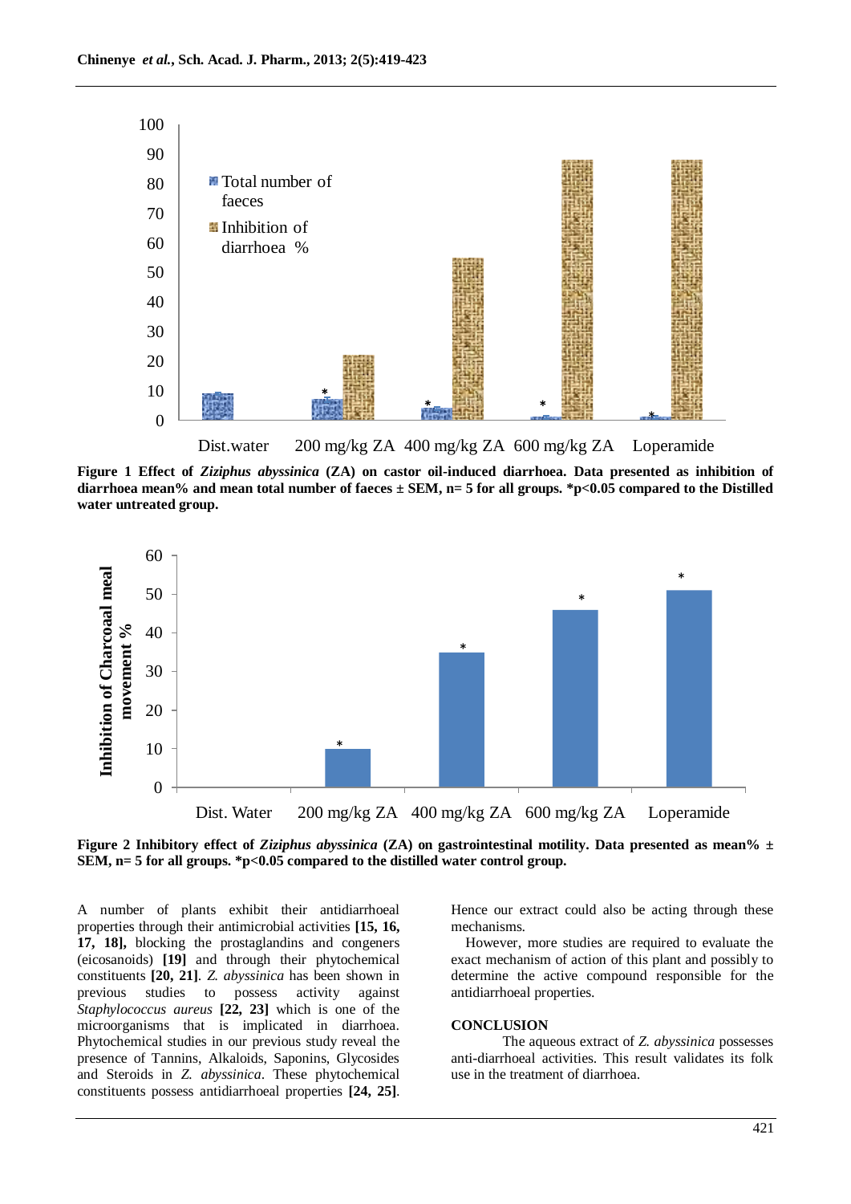100
90
80
70
60
50
40
30
20
10
0

Total number of faeces
Inhibition of diarrhoea %

Dist.water 200 mg/kg ZA 400 mg/kg ZA 600 mg/kg ZA Loperamide

**Figure 1 Effect of *Ziziphus abyssinica* (ZA) on castor oil-induced diarrhoea. Data presented as inhibition of diarrhoea mean% and mean total number of faeces ± SEM, n= 5 for all groups. *p<0.05 compared to the Distilled water untreated group.**

Inhibition of Charcoal meal movement %

60
50
40
30
20
10
0

Dist. Water 200 mg/kg ZA 400 mg/kg ZA 600 mg/kg ZA Loperamide

**Figure 2 Inhibitory effect of *Ziziphus abyssinica* (ZA) on gastrointestinal motility. Data presented as mean% ± SEM, n= 5 for all groups. *p<0.05 compared to the distilled water control group.**

A number of plants exhibit their antidiarrhoeal properties through their antimicrobial activities **[15, 16, 17, 18],** blocking the prostaglandins and congeners (eicosanoids) **[19]** and through their phytochemical constituents **[20, 21]**. *Z. abyssinica* has been shown in previous studies to possess activity against *Staphylococcus aureus* **[22, 23]** which is one of the microorganisms that is implicated in diarrhoea. Phytochemical studies in our previous study reveal the presence of Tannins, Alkaloids, Saponins, Glycosides and Steroids in *Z. abyssinica*. These phytochemical constituents possess antidiarrhoeal properties **[24, 25]**. Hence our extract could also be acting through these mechanisms.

However, more studies are required to evaluate the exact mechanism of action of this plant and possibly to determine the active compound responsible for the antidiarrhoeal properties.

## CONCLUSION

The aqueous extract of *Z. abyssinica* possesses anti-diarrhoeal activities. This result validates its folk use in the treatment of diarrhoea.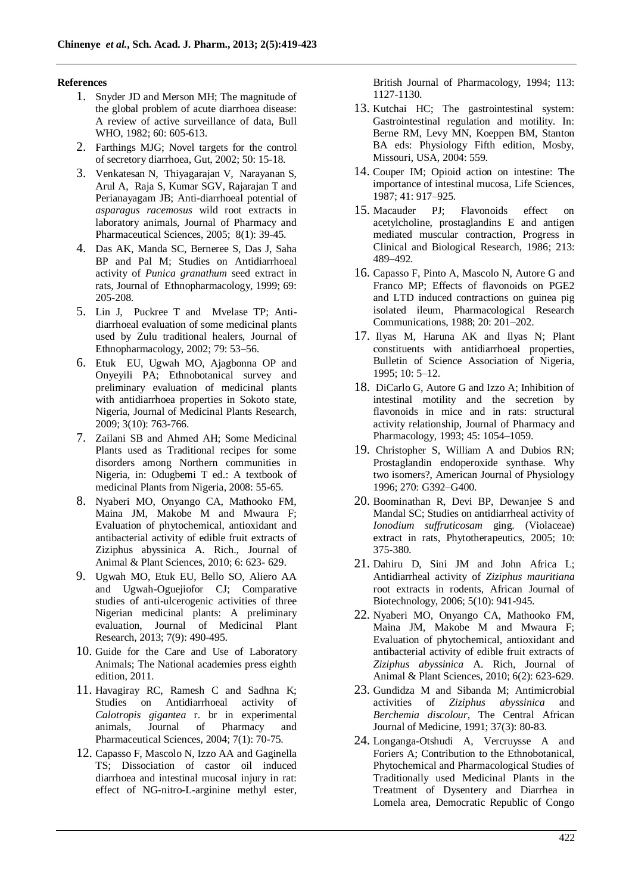**References**

1. Snyder JD and Merson MH; The magnitude of the global problem of acute diarrhoea disease: A review of active surveillance of data, Bull WHO, 1982; 60: 605-613.
2. Farthings MJG; Novel targets for the control of secretory diarrhoea, Gut, 2002; 50: 15-18.
3. Venkatesan N, Thiyagarajan V, Narayanan S, Arul A, Raja S, Kumar SGV, Rajarajan T and Perianayagam JB; Anti-diarrhoeal potential of *asparagus racemosus* wild root extracts in laboratory animals, Journal of Pharmacy and Pharmaceutical Sciences, 2005; 8(1): 39-45.
4. Das AK, Manda SC, Berneree S, Das J, Saha BP and Pal M; Studies on Antidiarrhoeal activity of *Punica granathum* seed extract in rats, Journal of Ethnopharmacology, 1999; 69: 205-208.
5. Lin J, Puckree T and Mvelase TP; Anti-diarrhoeal evaluation of some medicinal plants used by Zulu traditional healers, Journal of Ethnopharmacology, 2002; 79: 53–56.
6. Etuk EU, Ugwah MO, Ajagbonna OP and Onyeyili PA; Ethnobotanical survey and preliminary evaluation of medicinal plants with antidiarrhoea properties in Sokoto state, Nigeria, Journal of Medicinal Plants Research, 2009; 3(10): 763-766.
7. Zailani SB and Ahmed AH; Some Medicinal Plants used as Traditional recipes for some disorders among Northern communities in Nigeria, in: Odugbemi T ed.: A textbook of medicinal Plants from Nigeria, 2008: 55-65.
8. Nyaberi MO, Onyango CA, Mathooko FM, Maina JM, Makobe M and Mwaura F; Evaluation of phytochemical, antioxidant and antibacterial activity of edible fruit extracts of Ziziphus abyssinica A. Rich., Journal of Animal & Plant Sciences, 2010; 6: 623- 629.
9. Ugwah MO, Etuk EU, Bello SO, Aliero AA and Ugwah-Oguejiofor CJ; Comparative studies of anti-ulcerogenic activities of three Nigerian medicinal plants: A preliminary evaluation, Journal of Medicinal Plant Research, 2013; 7(9): 490-495.
10. Guide for the Care and Use of Laboratory Animals; The National academies press eighth edition, 2011.
11. Havagiray RC, Ramesh C and Sadhna K; Studies on Antidiarrhoeal activity of *Calotropis gigantea* r. br in experimental animals, Journal of Pharmacy and Pharmaceutical Sciences, 2004; 7(1): 70-75.
12. Capasso F, Mascolo N, Izzo AA and Gaginella TS; Dissociation of castor oil induced diarrhoea and intestinal mucosal injury in rat: effect of NG-nitro-L-arginine methyl ester, British Journal of Pharmacology, 1994; 113: 1127-1130.
13. Kutchai HC; The gastrointestinal system: Gastrointestinal regulation and motility. In: Berne RM, Levy MN, Koeppen BM, Stanton BA eds: Physiology Fifth edition, Mosby, Missouri, USA, 2004: 559.
14. Couper IM; Opioid action on intestine: The importance of intestinal mucosa, Life Sciences, 1987; 41: 917–925.
15. Macauder PJ; Flavonoids effect on acetylcholine, prostaglandins E and antigen mediated muscular contraction, Progress in Clinical and Biological Research, 1986; 213: 489–492.
16. Capasso F, Pinto A, Mascolo N, Autore G and Franco MP; Effects of flavonoids on PGE2 and LTD induced contractions on guinea pig isolated ileum, Pharmacological Research Communications, 1988; 20: 201–202.
17. Ilyas M, Haruna AK and Ilyas N; Plant constituents with antidiarrhoeal properties, Bulletin of Science Association of Nigeria, 1995; 10: 5–12.
18. DiCarlo G, Autore G and Izzo A; Inhibition of intestinal motility and the secretion by flavonoids in mice and in rats: structural activity relationship, Journal of Pharmacy and Pharmacology, 1993; 45: 1054–1059.
19. Christopher S, William A and Dubios RN; Prostaglandin endoperoxide synthase. Why two isomers?, American Journal of Physiology 1996; 270: G392–G400.
20. Boominathan R, Devi BP, Dewanjee S and Mandal SC; Studies on antidiarrheal activity of *Ionodium suffruticosam* ging. (Violaceae) extract in rats, Phytotherapeutics, 2005; 10: 375-380.
21. Dahiru D, Sini JM and John Africa L; Antidiarrheal activity of *Ziziphus mauritiana* root extracts in rodents, African Journal of Biotechnology, 2006; 5(10): 941-945.
22. Nyaberi MO, Onyango CA, Mathooko FM, Maina JM, Makobe M and Mwaura F; Evaluation of phytochemical, antioxidant and antibacterial activity of edible fruit extracts of *Ziziphus abyssinica* A. Rich, Journal of Animal & Plant Sciences, 2010; 6(2): 623-629.
23. Gundidza M and Sibanda M; Antimicrobial activities of *Ziziphus abyssinica* and *Berchemia discolour*, The Central African Journal of Medicine, 1991; 37(3): 80-83.
24. Longanga-Otshudi A, Vercruysse A and Foriers A; Contribution to the Ethnobotanical, Phytochemical and Pharmacological Studies of Traditionally used Medicinal Plants in the Treatment of Dysentery and Diarrhea in Lomela area, Democratic Republic of Congo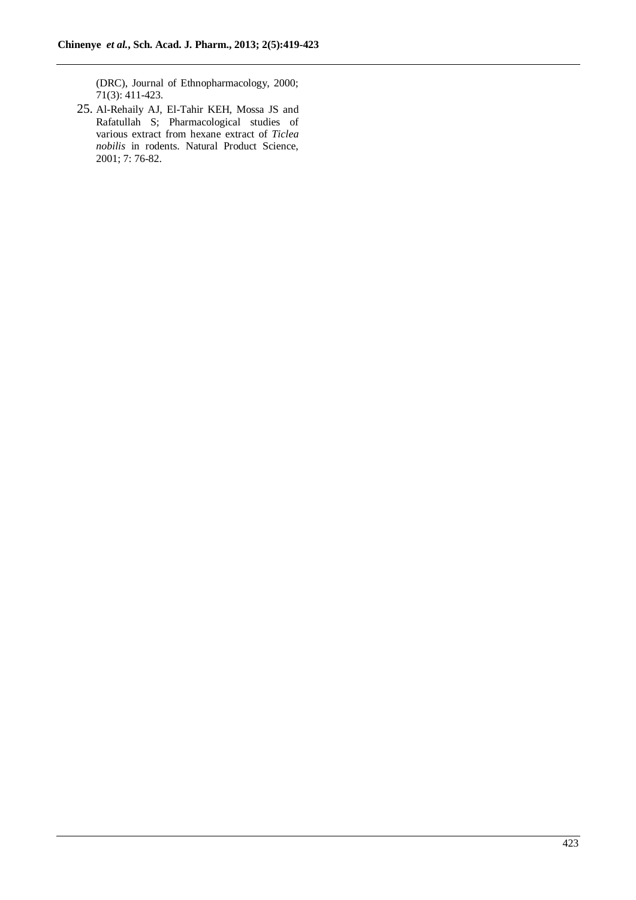(DRC), Journal of Ethnopharmacology, 2000; 71(3): 411-423.

25. Al-Rehaily AJ, El-Tahir KEH, Mossa JS and Rafatullah S; Pharmacological studies of various extract from hexane extract of *Ticlea nobilis* in rodents. Natural Product Science, 2001; 7: 76-82.